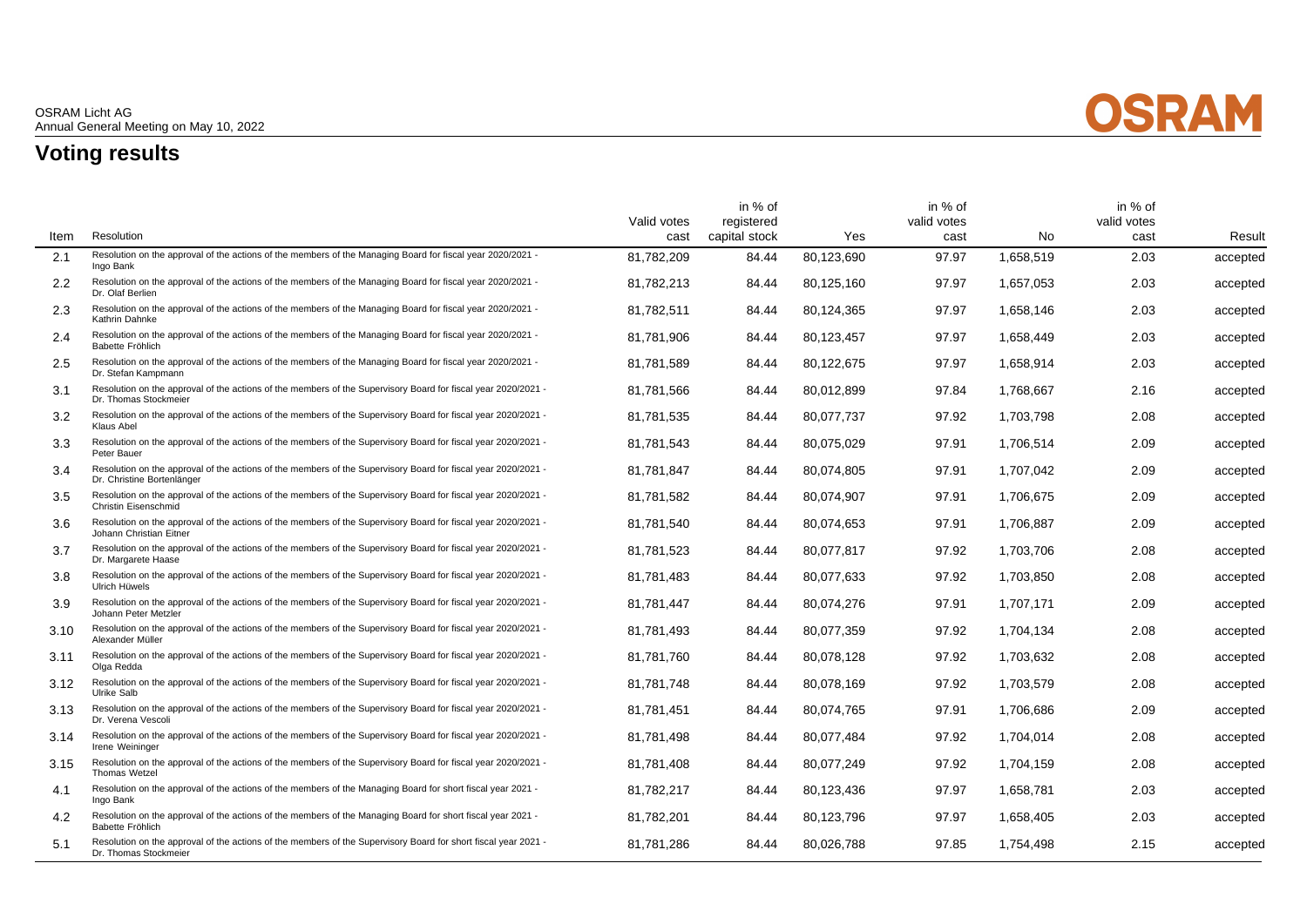OSRAM Licht AG
Annual General Meeting on May 10, 2022

# Voting results

| Item | Resolution | Valid votes cast | in % of registered capital stock | Yes | in % of valid votes cast | No | in % of valid votes cast | Result |
|---|---|---|---|---|---|---|---|---|
| 2.1 | Resolution on the approval of the actions of the members of the Managing Board for fiscal year 2020/2021 - Ingo Bank | 81,782,209 | 84.44 | 80,123,690 | 97.97 | 1,658,519 | 2.03 | accepted |
| 2.2 | Resolution on the approval of the actions of the members of the Managing Board for fiscal year 2020/2021 - Dr. Olaf Berlien | 81,782,213 | 84.44 | 80,125,160 | 97.97 | 1,657,053 | 2.03 | accepted |
| 2.3 | Resolution on the approval of the actions of the members of the Managing Board for fiscal year 2020/2021 - Kathrin Dahnke | 81,782,511 | 84.44 | 80,124,365 | 97.97 | 1,658,146 | 2.03 | accepted |
| 2.4 | Resolution on the approval of the actions of the members of the Managing Board for fiscal year 2020/2021 - Babette Fröhlich | 81,781,906 | 84.44 | 80,123,457 | 97.97 | 1,658,449 | 2.03 | accepted |
| 2.5 | Resolution on the approval of the actions of the members of the Managing Board for fiscal year 2020/2021 - Dr. Stefan Kampmann | 81,781,589 | 84.44 | 80,122,675 | 97.97 | 1,658,914 | 2.03 | accepted |
| 3.1 | Resolution on the approval of the actions of the members of the Supervisory Board for fiscal year 2020/2021 - Dr. Thomas Stockmeier | 81,781,566 | 84.44 | 80,012,899 | 97.84 | 1,768,667 | 2.16 | accepted |
| 3.2 | Resolution on the approval of the actions of the members of the Supervisory Board for fiscal year 2020/2021 - Klaus Abel | 81,781,535 | 84.44 | 80,077,737 | 97.92 | 1,703,798 | 2.08 | accepted |
| 3.3 | Resolution on the approval of the actions of the members of the Supervisory Board for fiscal year 2020/2021 - Peter Bauer | 81,781,543 | 84.44 | 80,075,029 | 97.91 | 1,706,514 | 2.09 | accepted |
| 3.4 | Resolution on the approval of the actions of the members of the Supervisory Board for fiscal year 2020/2021 - Dr. Christine Bortenlänger | 81,781,847 | 84.44 | 80,074,805 | 97.91 | 1,707,042 | 2.09 | accepted |
| 3.5 | Resolution on the approval of the actions of the members of the Supervisory Board for fiscal year 2020/2021 - Christin Eisenschmid | 81,781,582 | 84.44 | 80,074,907 | 97.91 | 1,706,675 | 2.09 | accepted |
| 3.6 | Resolution on the approval of the actions of the members of the Supervisory Board for fiscal year 2020/2021 - Johann Christian Eitner | 81,781,540 | 84.44 | 80,074,653 | 97.91 | 1,706,887 | 2.09 | accepted |
| 3.7 | Resolution on the approval of the actions of the members of the Supervisory Board for fiscal year 2020/2021 - Dr. Margarete Haase | 81,781,523 | 84.44 | 80,077,817 | 97.92 | 1,703,706 | 2.08 | accepted |
| 3.8 | Resolution on the approval of the actions of the members of the Supervisory Board for fiscal year 2020/2021 - Ulrich Hüwels | 81,781,483 | 84.44 | 80,077,633 | 97.92 | 1,703,850 | 2.08 | accepted |
| 3.9 | Resolution on the approval of the actions of the members of the Supervisory Board for fiscal year 2020/2021 - Johann Peter Metzler | 81,781,447 | 84.44 | 80,074,276 | 97.91 | 1,707,171 | 2.09 | accepted |
| 3.10 | Resolution on the approval of the actions of the members of the Supervisory Board for fiscal year 2020/2021 - Alexander Müller | 81,781,493 | 84.44 | 80,077,359 | 97.92 | 1,704,134 | 2.08 | accepted |
| 3.11 | Resolution on the approval of the actions of the members of the Supervisory Board for fiscal year 2020/2021 - Olga Redda | 81,781,760 | 84.44 | 80,078,128 | 97.92 | 1,703,632 | 2.08 | accepted |
| 3.12 | Resolution on the approval of the actions of the members of the Supervisory Board for fiscal year 2020/2021 - Ulrike Salb | 81,781,748 | 84.44 | 80,078,169 | 97.92 | 1,703,579 | 2.08 | accepted |
| 3.13 | Resolution on the approval of the actions of the members of the Supervisory Board for fiscal year 2020/2021 - Dr. Verena Vescoli | 81,781,451 | 84.44 | 80,074,765 | 97.91 | 1,706,686 | 2.09 | accepted |
| 3.14 | Resolution on the approval of the actions of the members of the Supervisory Board for fiscal year 2020/2021 - Irene Weininger | 81,781,498 | 84.44 | 80,077,484 | 97.92 | 1,704,014 | 2.08 | accepted |
| 3.15 | Resolution on the approval of the actions of the members of the Supervisory Board for fiscal year 2020/2021 - Thomas Wetzel | 81,781,408 | 84.44 | 80,077,249 | 97.92 | 1,704,159 | 2.08 | accepted |
| 4.1 | Resolution on the approval of the actions of the members of the Managing Board for short fiscal year 2021 - Ingo Bank | 81,782,217 | 84.44 | 80,123,436 | 97.97 | 1,658,781 | 2.03 | accepted |
| 4.2 | Resolution on the approval of the actions of the members of the Managing Board for short fiscal year 2021 - Babette Fröhlich | 81,782,201 | 84.44 | 80,123,796 | 97.97 | 1,658,405 | 2.03 | accepted |
| 5.1 | Resolution on the approval of the actions of the members of the Supervisory Board for short fiscal year 2021 - Dr. Thomas Stockmeier | 81,781,286 | 84.44 | 80,026,788 | 97.85 | 1,754,498 | 2.15 | accepted |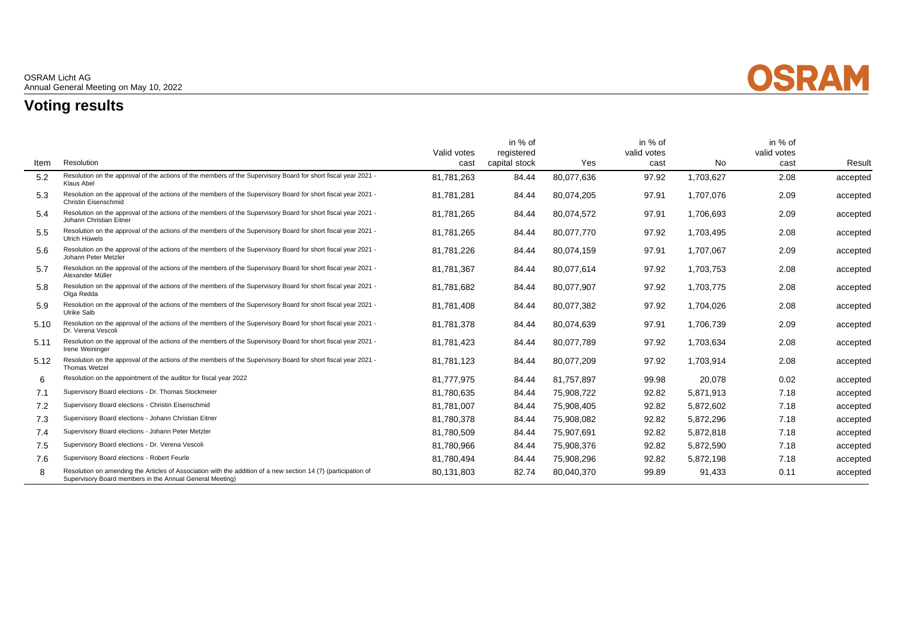OSRAM Licht AG
Annual General Meeting on May 10, 2022

# Voting results

| Item | Resolution | Valid votes cast | in % of registered capital stock | Yes | in % of valid votes cast | No | in % of valid votes cast | Result |
|---|---|---|---|---|---|---|---|---|
| 5.2 | Resolution on the approval of the actions of the members of the Supervisory Board for short fiscal year 2021 - Klaus Abel | 81,781,263 | 84.44 | 80,077,636 | 97.92 | 1,703,627 | 2.08 | accepted |
| 5.3 | Resolution on the approval of the actions of the members of the Supervisory Board for short fiscal year 2021 - Christin Eisenschmid | 81,781,281 | 84.44 | 80,074,205 | 97.91 | 1,707,076 | 2.09 | accepted |
| 5.4 | Resolution on the approval of the actions of the members of the Supervisory Board for short fiscal year 2021 - Johann Christian Eitner | 81,781,265 | 84.44 | 80,074,572 | 97.91 | 1,706,693 | 2.09 | accepted |
| 5.5 | Resolution on the approval of the actions of the members of the Supervisory Board for short fiscal year 2021 - Ulrich Hüwels | 81,781,265 | 84.44 | 80,077,770 | 97.92 | 1,703,495 | 2.08 | accepted |
| 5.6 | Resolution on the approval of the actions of the members of the Supervisory Board for short fiscal year 2021 - Johann Peter Metzler | 81,781,226 | 84.44 | 80,074,159 | 97.91 | 1,707,067 | 2.09 | accepted |
| 5.7 | Resolution on the approval of the actions of the members of the Supervisory Board for short fiscal year 2021 - Alexander Müller | 81,781,367 | 84.44 | 80,077,614 | 97.92 | 1,703,753 | 2.08 | accepted |
| 5.8 | Resolution on the approval of the actions of the members of the Supervisory Board for short fiscal year 2021 - Olga Redda | 81,781,682 | 84.44 | 80,077,907 | 97.92 | 1,703,775 | 2.08 | accepted |
| 5.9 | Resolution on the approval of the actions of the members of the Supervisory Board for short fiscal year 2021 - Ulrike Salb | 81,781,408 | 84.44 | 80,077,382 | 97.92 | 1,704,026 | 2.08 | accepted |
| 5.10 | Resolution on the approval of the actions of the members of the Supervisory Board for short fiscal year 2021 - Dr. Verena Vescoli | 81,781,378 | 84.44 | 80,074,639 | 97.91 | 1,706,739 | 2.09 | accepted |
| 5.11 | Resolution on the approval of the actions of the members of the Supervisory Board for short fiscal year 2021 - Irene Weininger | 81,781,423 | 84.44 | 80,077,789 | 97.92 | 1,703,634 | 2.08 | accepted |
| 5.12 | Resolution on the approval of the actions of the members of the Supervisory Board for short fiscal year 2021 - Thomas Wetzel | 81,781,123 | 84.44 | 80,077,209 | 97.92 | 1,703,914 | 2.08 | accepted |
| 6 | Resolution on the appointment of the auditor for fiscal year 2022 | 81,777,975 | 84.44 | 81,757,897 | 99.98 | 20,078 | 0.02 | accepted |
| 7.1 | Supervisory Board elections - Dr. Thomas Stockmeier | 81,780,635 | 84.44 | 75,908,722 | 92.82 | 5,871,913 | 7.18 | accepted |
| 7.2 | Supervisory Board elections - Christin Eisenschmid | 81,781,007 | 84.44 | 75,908,405 | 92.82 | 5,872,602 | 7.18 | accepted |
| 7.3 | Supervisory Board elections - Johann Christian Eitner | 81,780,378 | 84.44 | 75,908,082 | 92.82 | 5,872,296 | 7.18 | accepted |
| 7.4 | Supervisory Board elections - Johann Peter Metzler | 81,780,509 | 84.44 | 75,907,691 | 92.82 | 5,872,818 | 7.18 | accepted |
| 7.5 | Supervisory Board elections - Dr. Verena Vescoli | 81,780,966 | 84.44 | 75,908,376 | 92.82 | 5,872,590 | 7.18 | accepted |
| 7.6 | Supervisory Board elections - Robert Feurle | 81,780,494 | 84.44 | 75,908,296 | 92.82 | 5,872,198 | 7.18 | accepted |
| 8 | Resolution on amending the Articles of Association with the addition of a new section 14 (7) (participation of Supervisory Board members in the Annual General Meeting) | 80,131,803 | 82.74 | 80,040,370 | 99.89 | 91,433 | 0.11 | accepted |